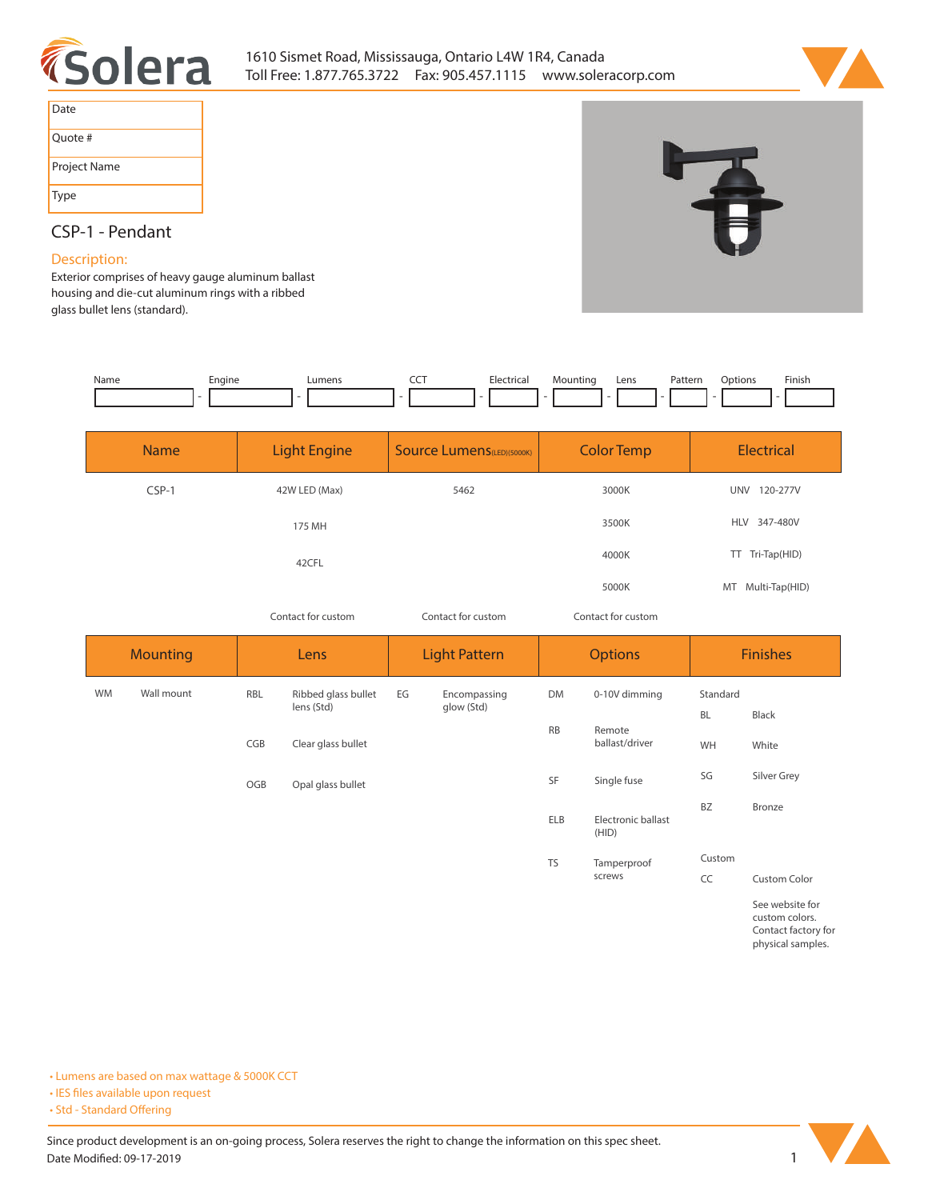Solera

1610 Sismet Road, Mississauga, Ontario L4W 1R4, Canada
Toll Free: 1.877.765.3722 Fax: 905.457.1115 www.soleracorp.com

| Date |
|---|
| Quote # |
| Project Name |
| Type |

## CSP-1 - Pendant

**Description:**
Exterior comprises of heavy gauge aluminum ballast housing and die-cut aluminum rings with a ribbed glass bullet lens (standard).

| Name | Engine | Lumens | CCT | Electrical | Mounting | Lens | Pattern | Options | Finish |
|---|---|---|---|---|---|---|---|---|---|
| | | | | | | | | | |

| Name | Light Engine | Source Lumens(LED)(5000K) | Color Temp | Electrical |
|---|---|---|---|---|
| CSP-1 | 42W LED (Max) | 5462 | 3000K | UNV 120-277V |
| | 175 MH | | 3500K | HLV 347-480V |
| | 42CFL | | 4000K | TT Tri-Tap(HID) |
| | | | 5000K | MT Multi-Tap(HID) |
| | Contact for custom | Contact for custom | Contact for custom | |

| Mounting | | Lens | | Light Pattern | | Options | | Finishes | |
|---|---|---|---|---|---|---|---|---|---|
| WM | Wall mount | RBL | Ribbed glass bullet lens (Std) | EG | Encompassing glow (Std) | DM | 0-10V dimming | Standard | |
| | | | | | | | | BL | Black |
| | | CGB | Clear glass bullet | | | RB | Remote ballast/driver | WH | White |
| | | OGB | Opal glass bullet | | | SF | Single fuse | SG | Silver Grey |
| | | | | | | ELB | Electronic ballast (HID) | BZ | Bronze |
| | | | | | | TS | Tamperproof screws | Custom | |
| | | | | | | | | CC | Custom Color |
| | | | | | | | | | See website for custom colors. Contact factory for physical samples. |

- Lumens are based on max wattage & 5000K CCT
- IES files available upon request
- Std - Standard Offering

Since product development is an on-going process, Solera reserves the right to change the information on this spec sheet.
Date Modified: 09-17-2019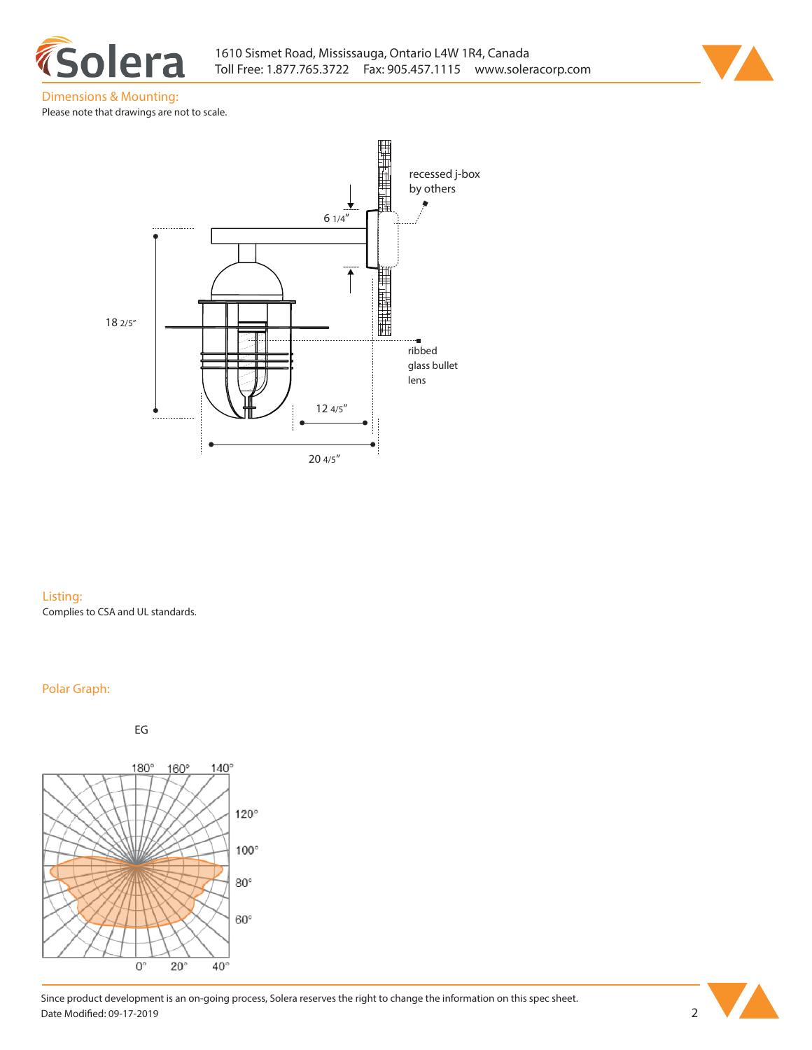1610 Sismet Road, Mississauga, Ontario L4W 1R4, Canada
Toll Free: 1.877.765.3722   Fax: 905.457.1115   www.soleracorp.com

## Dimensions & Mounting:

Please note that drawings are not to scale.

recessed j-box by others

6 1/4″

18 2/5″

ribbed glass bullet lens

12 4/5″

20 4/5″

## Listing:

Complies to CSA and UL standards.

## Polar Graph:

EG

180° 160° 140°

120°

100°

80°

60°

0° 20° 40°

Since product development is an on-going process, Solera reserves the right to change the information on this spec sheet.
Date Modified: 09-17-2019